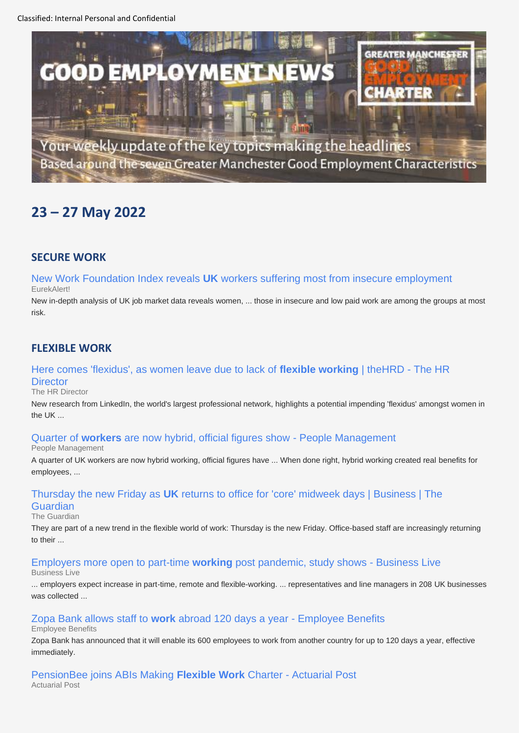Classified: Internal Personal and Confidential

# GOOD EMPLOYMENT NEWS

GREATER MANCHESTER GOOD EMPLOYMENT CHARTER

Your weekly update of the key topics making the headlines
Based around the seven Greater Manchester Good Employment Characteristics

## 23 – 27 May 2022

### SECURE WORK

New Work Foundation Index reveals **UK** workers suffering most from insecure employment
EurekAlert!
New in-depth analysis of UK job market data reveals women, ... those in insecure and low paid work are among the groups at most risk.

### FLEXIBLE WORK

Here comes 'flexidus', as women leave due to lack of **flexible working** | theHRD - The HR Director
The HR Director
New research from LinkedIn, the world's largest professional network, highlights a potential impending 'flexidus' amongst women in the UK ...

Quarter of **workers** are now hybrid, official figures show - People Management
People Management
A quarter of UK workers are now hybrid working, official figures have ... When done right, hybrid working created real benefits for employees, ...

Thursday the new Friday as **UK** returns to office for 'core' midweek days | Business | The Guardian
The Guardian
They are part of a new trend in the flexible world of work: Thursday is the new Friday. Office-based staff are increasingly returning to their ...

Employers more open to part-time **working** post pandemic, study shows - Business Live
Business Live
... employers expect increase in part-time, remote and flexible-working. ... representatives and line managers in 208 UK businesses was collected ...

Zopa Bank allows staff to **work** abroad 120 days a year - Employee Benefits
Employee Benefits
Zopa Bank has announced that it will enable its 600 employees to work from another country for up to 120 days a year, effective immediately.

PensionBee joins ABIs Making **Flexible Work** Charter - Actuarial Post
Actuarial Post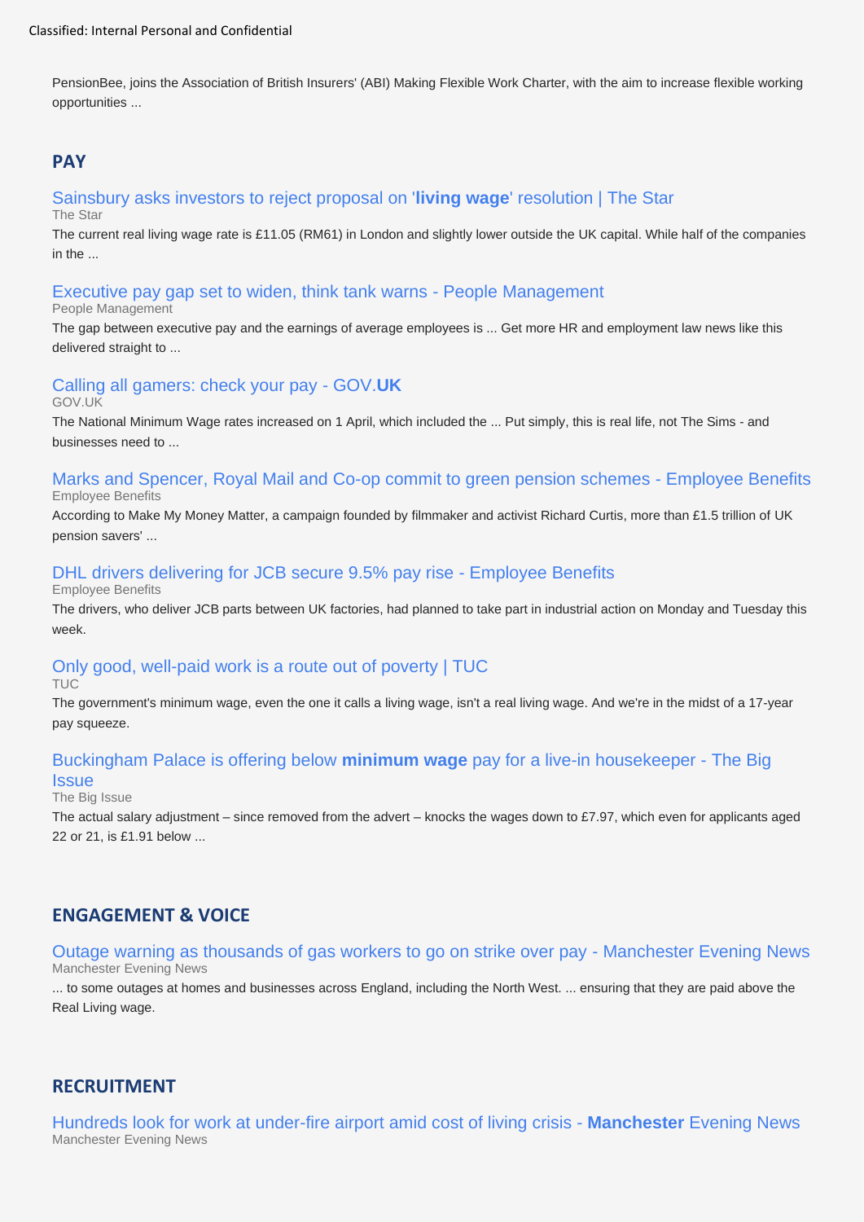PensionBee, joins the Association of British Insurers' (ABI) Making Flexible Work Charter, with the aim to increase flexible working opportunities ...

## PAY

[Sainsbury asks investors to reject proposal on '**living wage**' resolution | The Star]
The Star
The current real living wage rate is £11.05 (RM61) in London and slightly lower outside the UK capital. While half of the companies in the ...

[Executive pay gap set to widen, think tank warns - People Management]
People Management
The gap between executive pay and the earnings of average employees is ... Get more HR and employment law news like this delivered straight to ...

[Calling all gamers: check your pay - GOV.**UK**]
GOV.UK
The National Minimum Wage rates increased on 1 April, which included the ... Put simply, this is real life, not The Sims - and businesses need to ...

[Marks and Spencer, Royal Mail and Co-op commit to green pension schemes - Employee Benefits]
Employee Benefits
According to Make My Money Matter, a campaign founded by filmmaker and activist Richard Curtis, more than £1.5 trillion of UK pension savers' ...

[DHL drivers delivering for JCB secure 9.5% pay rise - Employee Benefits]
Employee Benefits
The drivers, who deliver JCB parts between UK factories, had planned to take part in industrial action on Monday and Tuesday this week.

[Only good, well-paid work is a route out of poverty | TUC]
TUC
The government's minimum wage, even the one it calls a living wage, isn't a real living wage. And we're in the midst of a 17-year pay squeeze.

[Buckingham Palace is offering below **minimum wage** pay for a live-in housekeeper - The Big Issue]
The Big Issue
The actual salary adjustment – since removed from the advert – knocks the wages down to £7.97, which even for applicants aged 22 or 21, is £1.91 below ...

## ENGAGEMENT & VOICE

[Outage warning as thousands of gas workers to go on strike over pay - Manchester Evening News]
Manchester Evening News
... to some outages at homes and businesses across England, including the North West. ... ensuring that they are paid above the Real Living wage.

## RECRUITMENT

[Hundreds look for work at under-fire airport amid cost of living crisis - **Manchester** Evening News]
Manchester Evening News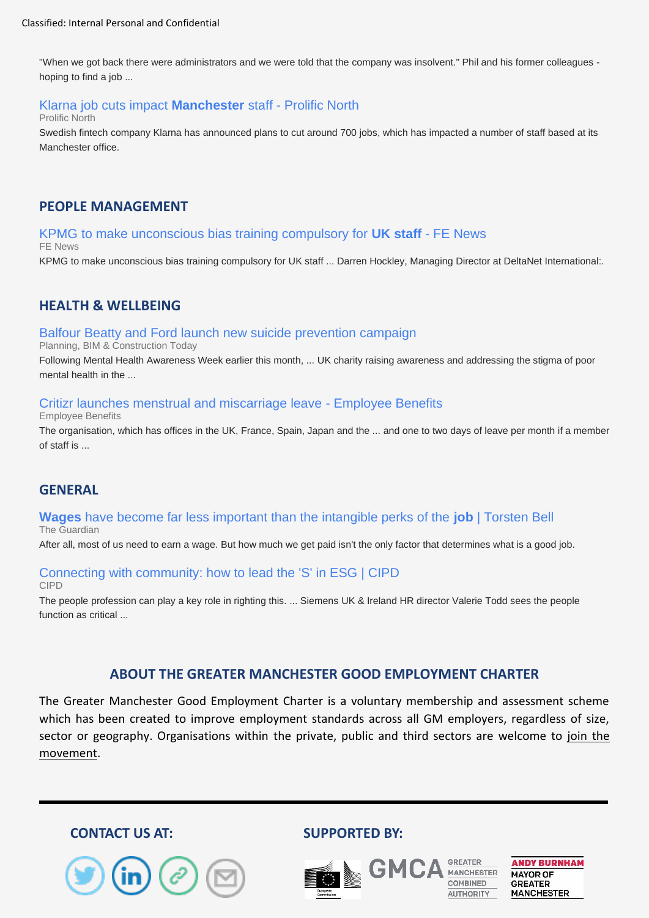"When we got back there were administrators and we were told that the company was insolvent." Phil and his former colleagues - hoping to find a job ...

Klarna job cuts impact **Manchester** staff - Prolific North
Prolific North
Swedish fintech company Klarna has announced plans to cut around 700 jobs, which has impacted a number of staff based at its Manchester office.

## PEOPLE MANAGEMENT

KPMG to make unconscious bias training compulsory for **UK staff** - FE News
FE News
KPMG to make unconscious bias training compulsory for UK staff ... Darren Hockley, Managing Director at DeltaNet International:.

## HEALTH & WELLBEING

Balfour Beatty and Ford launch new suicide prevention campaign
Planning, BIM & Construction Today
Following Mental Health Awareness Week earlier this month, ... UK charity raising awareness and addressing the stigma of poor mental health in the ...

Critizr launches menstrual and miscarriage leave - Employee Benefits
Employee Benefits
The organisation, which has offices in the UK, France, Spain, Japan and the ... and one to two days of leave per month if a member of staff is ...

## GENERAL

**Wages** have become far less important than the intangible perks of the **job** | Torsten Bell
The Guardian
After all, most of us need to earn a wage. But how much we get paid isn't the only factor that determines what is a good job.

Connecting with community: how to lead the 'S' in ESG | CIPD
CIPD
The people profession can play a key role in righting this. ... Siemens UK & Ireland HR director Valerie Todd sees the people function as critical ...

## ABOUT THE GREATER MANCHESTER GOOD EMPLOYMENT CHARTER

The Greater Manchester Good Employment Charter is a voluntary membership and assessment scheme which has been created to improve employment standards across all GM employers, regardless of size, sector or geography. Organisations within the private, public and third sectors are welcome to join the movement.

## CONTACT US AT:

## SUPPORTED BY:

GMCA GREATER MANCHESTER COMBINED AUTHORITY

ANDY BURNHAM MAYOR OF GREATER MANCHESTER